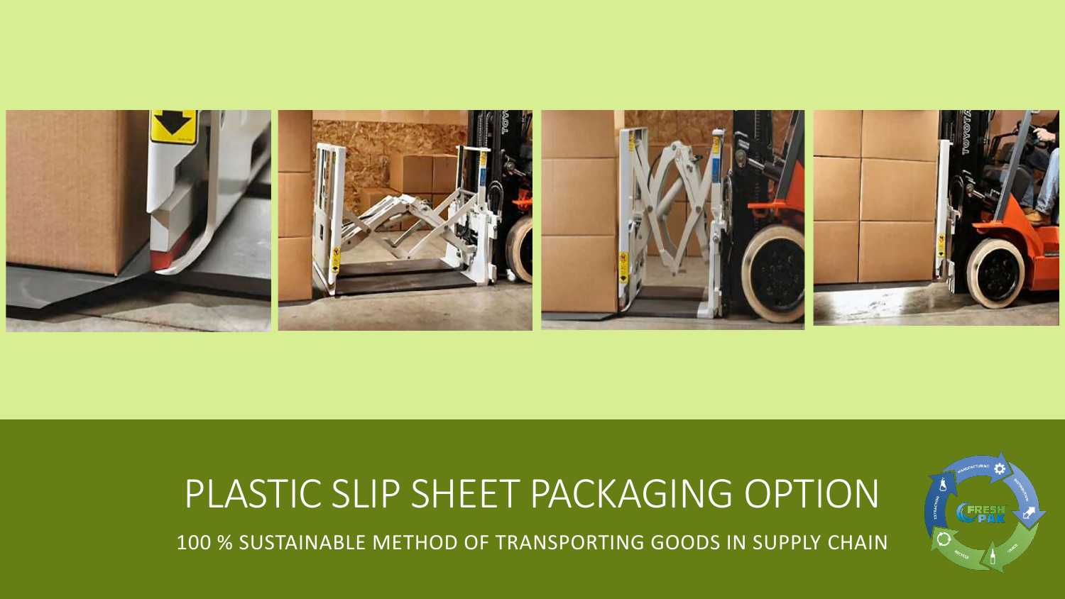# PLASTIC SLIP SHEET PACKAGING OPTION

100 % SUSTAINABLE METHOD OF TRANSPORTING GOODS IN SUPPLY CHAIN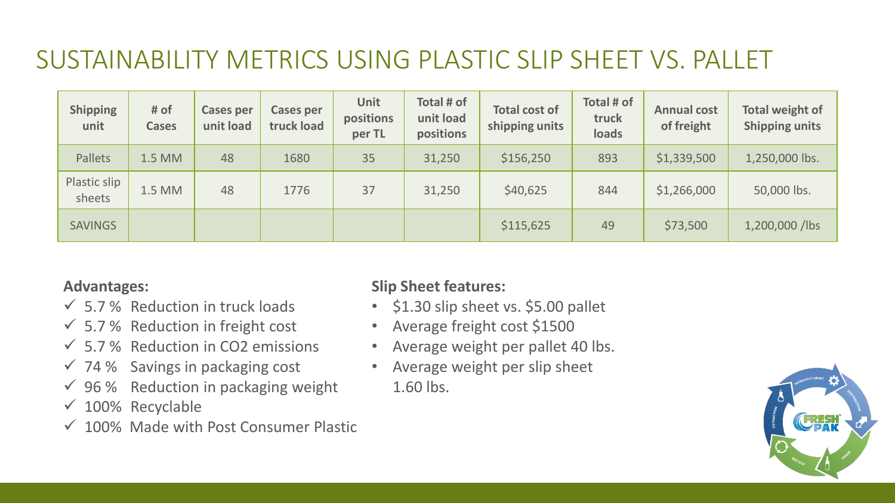# SUSTAINABILITY METRICS USING PLASTIC SLIP SHEET VS. PALLET

| Shipping unit | # of Cases | Cases per unit load | Cases per truck load | Unit positions per TL | Total # of unit load positions | Total cost of shipping units | Total # of truck loads | Annual cost of freight | Total weight of Shipping units |
|---|---|---|---|---|---|---|---|---|---|
| Pallets | 1.5 MM | 48 | 1680 | 35 | 31,250 | $156,250 | 893 | $1,339,500 | 1,250,000 lbs. |
| Plastic slip sheets | 1.5 MM | 48 | 1776 | 37 | 31,250 | $40,625 | 844 | $1,266,000 | 50,000 lbs. |
| SAVINGS | | | | | | $115,625 | 49 | $73,500 | 1,200,000 /lbs |

**Advantages:**

- ✓ 5.7 % Reduction in truck loads
- ✓ 5.7 % Reduction in freight cost
- ✓ 5.7 % Reduction in $CO_2$ emissions
- ✓ 74 % Savings in packaging cost
- ✓ 96 % Reduction in packaging weight
- ✓ 100% Recyclable
- ✓ 100% Made with Post Consumer Plastic

**Slip Sheet features:**

- $1.30 slip sheet vs. $5.00 pallet
- Average freight cost $1500
- Average weight per pallet 40 lbs.
- Average weight per slip sheet 1.60 lbs.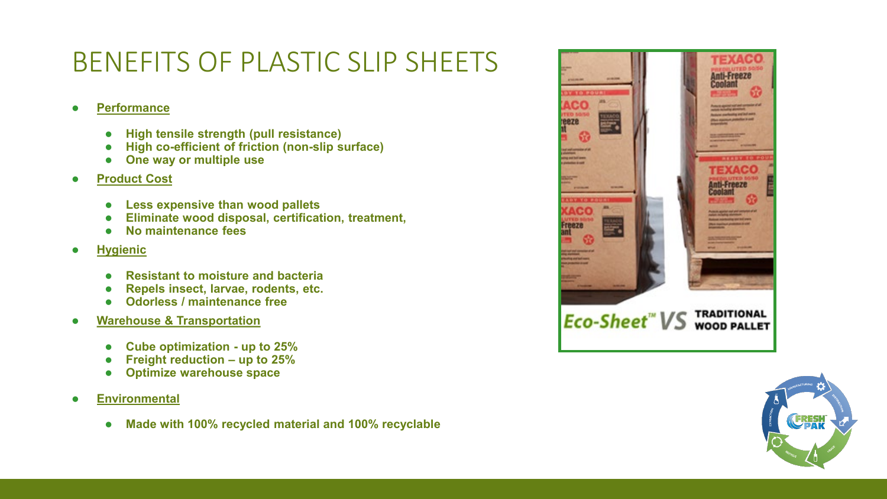# BENEFITS OF PLASTIC SLIP SHEETS

- **Performance**
  - **High tensile strength (pull resistance)**
  - **High co-efficient of friction (non-slip surface)**
  - **One way or multiple use**
- **Product Cost**
  - **Less expensive than wood pallets**
  - **Eliminate wood disposal, certification, treatment,**
  - **No maintenance fees**
- **Hygienic**
  - **Resistant to moisture and bacteria**
  - **Repels insect, larvae, rodents, etc.**
  - **Odorless / maintenance free**
- **Warehouse & Transportation**
  - **Cube optimization - up to 25%**
  - **Freight reduction – up to 25%**
  - **Optimize warehouse space**
- **Environmental**
  - **Made with 100% recycled material and 100% recyclable**

Eco-Sheet™ VS TRADITIONAL WOOD PALLET